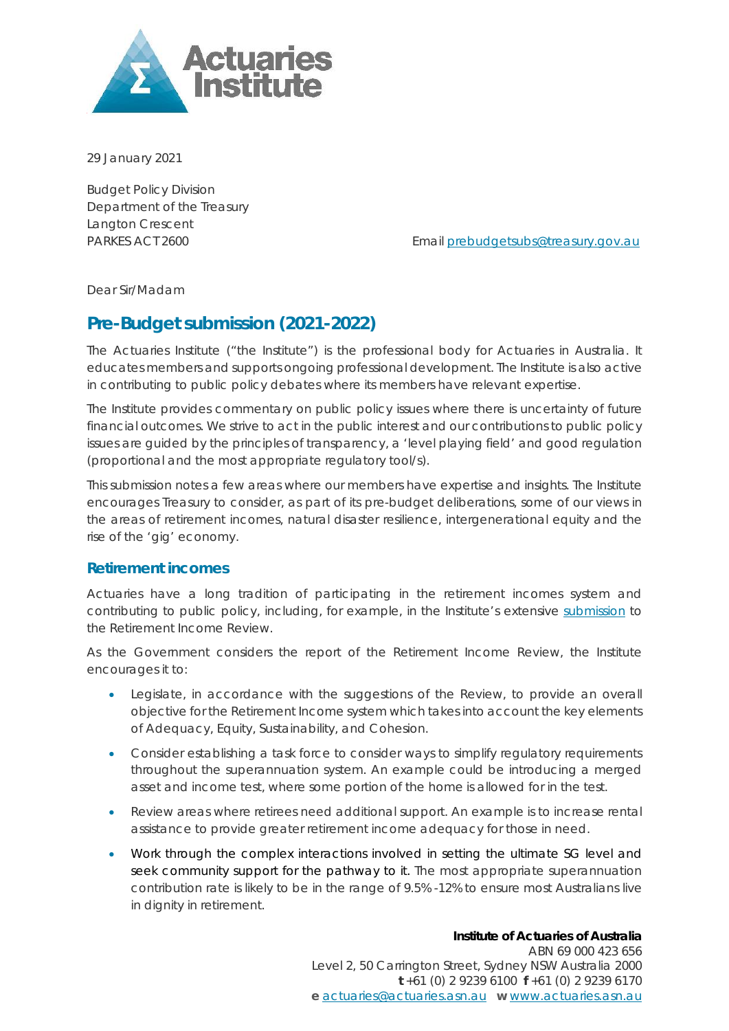29 January 2021

Budget Policy Division
Department of the Treasury
Langton Crescent
PARKES ACT 2600

Email prebudgetsubs@treasury.gov.au

Dear Sir/Madam

## Pre-Budget submission (2021-2022)

The Actuaries Institute ("the Institute") is the professional body for Actuaries in Australia. It educates members and supports ongoing professional development. The Institute is also active in contributing to public policy debates where its members have relevant expertise.

The Institute provides commentary on public policy issues where there is uncertainty of future financial outcomes. We strive to act in the public interest and our contributions to public policy issues are guided by the principles of transparency, a 'level playing field' and good regulation (proportional and the most appropriate regulatory tool/s).

This submission notes a few areas where our members have expertise and insights. The Institute encourages Treasury to consider, as part of its pre-budget deliberations, some of our views in the areas of retirement incomes, natural disaster resilience, intergenerational equity and the rise of the 'gig' economy.

### Retirement incomes

Actuaries have a long tradition of participating in the retirement incomes system and contributing to public policy, including, for example, in the Institute's extensive submission to the Retirement Income Review.

As the Government considers the report of the Retirement Income Review, the Institute encourages it to:

- Legislate, in accordance with the suggestions of the Review, to provide an overall objective for the Retirement Income system which takes into account the key elements of Adequacy, Equity, Sustainability, and Cohesion.
- Consider establishing a task force to consider ways to simplify regulatory requirements throughout the superannuation system. An example could be introducing a merged asset and income test, where some portion of the home is allowed for in the test.
- Review areas where retirees need additional support. An example is to increase rental assistance to provide greater retirement income adequacy for those in need.
- Work through the complex interactions involved in setting the ultimate SG level and seek community support for the pathway to it. The most appropriate superannuation contribution rate is likely to be in the range of 9.5%-12% to ensure most Australians live in dignity in retirement.

**Institute of Actuaries of Australia**
ABN 69 000 423 656
Level 2, 50 Carrington Street, Sydney NSW Australia 2000
**t** +61 (0) 2 9239 6100 **f** +61 (0) 2 9239 6170
**e** actuaries@actuaries.asn.au **w** www.actuaries.asn.au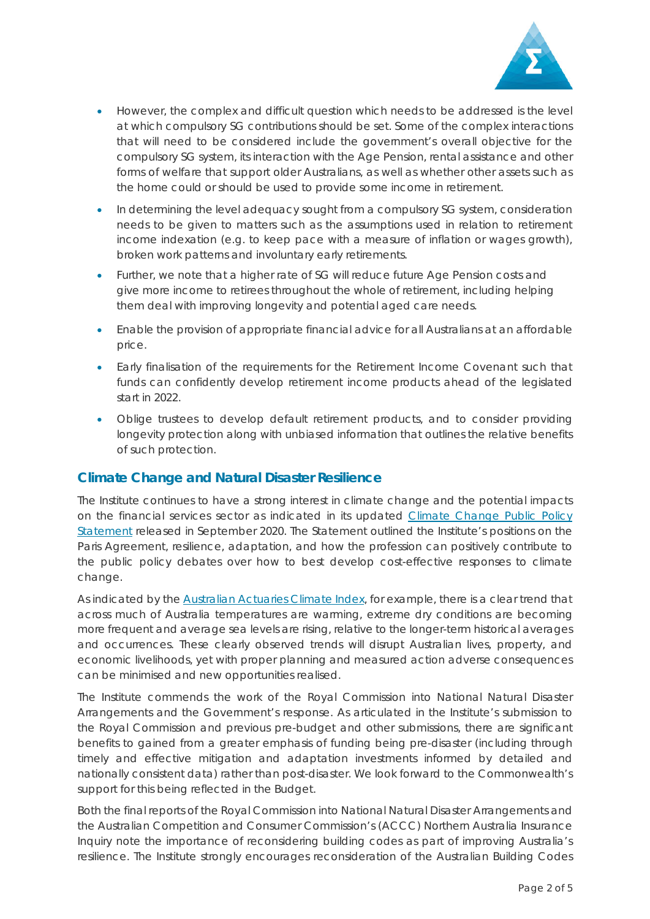- However, the complex and difficult question which needs to be addressed is the level at which compulsory SG contributions should be set. Some of the complex interactions that will need to be considered include the government's overall objective for the compulsory SG system, its interaction with the Age Pension, rental assistance and other forms of welfare that support older Australians, as well as whether other assets such as the home could or should be used to provide some income in retirement.
- In determining the level adequacy sought from a compulsory SG system, consideration needs to be given to matters such as the assumptions used in relation to retirement income indexation (e.g. to keep pace with a measure of inflation or wages growth), broken work patterns and involuntary early retirements.
- Further, we note that a higher rate of SG will reduce future Age Pension costs and give more income to retirees throughout the whole of retirement, including helping them deal with improving longevity and potential aged care needs.
- Enable the provision of appropriate financial advice for all Australians at an affordable price.
- Early finalisation of the requirements for the Retirement Income Covenant such that funds can confidently develop retirement income products ahead of the legislated start in 2022.
- Oblige trustees to develop default retirement products, and to consider providing longevity protection along with unbiased information that outlines the relative benefits of such protection.

## Climate Change and Natural Disaster Resilience

The Institute continues to have a strong interest in climate change and the potential impacts on the financial services sector as indicated in its updated [Climate Change Public Policy Statement] released in September 2020. The Statement outlined the Institute's positions on the Paris Agreement, resilience, adaptation, and how the profession can positively contribute to the public policy debates over how to best develop cost-effective responses to climate change.

As indicated by the [Australian Actuaries Climate Index], for example, there is a clear trend that across much of Australia temperatures are warming, extreme dry conditions are becoming more frequent and average sea levels are rising, relative to the longer-term historical averages and occurrences. These clearly observed trends will disrupt Australian lives, property, and economic livelihoods, yet with proper planning and measured action adverse consequences can be minimised and new opportunities realised.

The Institute commends the work of the Royal Commission into National Natural Disaster Arrangements and the Government's response. As articulated in the Institute's submission to the Royal Commission and previous pre-budget and other submissions, there are significant benefits to gained from a greater emphasis of funding being pre-disaster (including through timely and effective mitigation and adaptation investments informed by detailed and nationally consistent data) rather than post-disaster. We look forward to the Commonwealth's support for this being reflected in the Budget.

Both the final reports of the Royal Commission into National Natural Disaster Arrangements and the Australian Competition and Consumer Commission's (ACCC) Northern Australia Insurance Inquiry note the importance of reconsidering building codes as part of improving Australia's resilience. The Institute strongly encourages reconsideration of the Australian Building Codes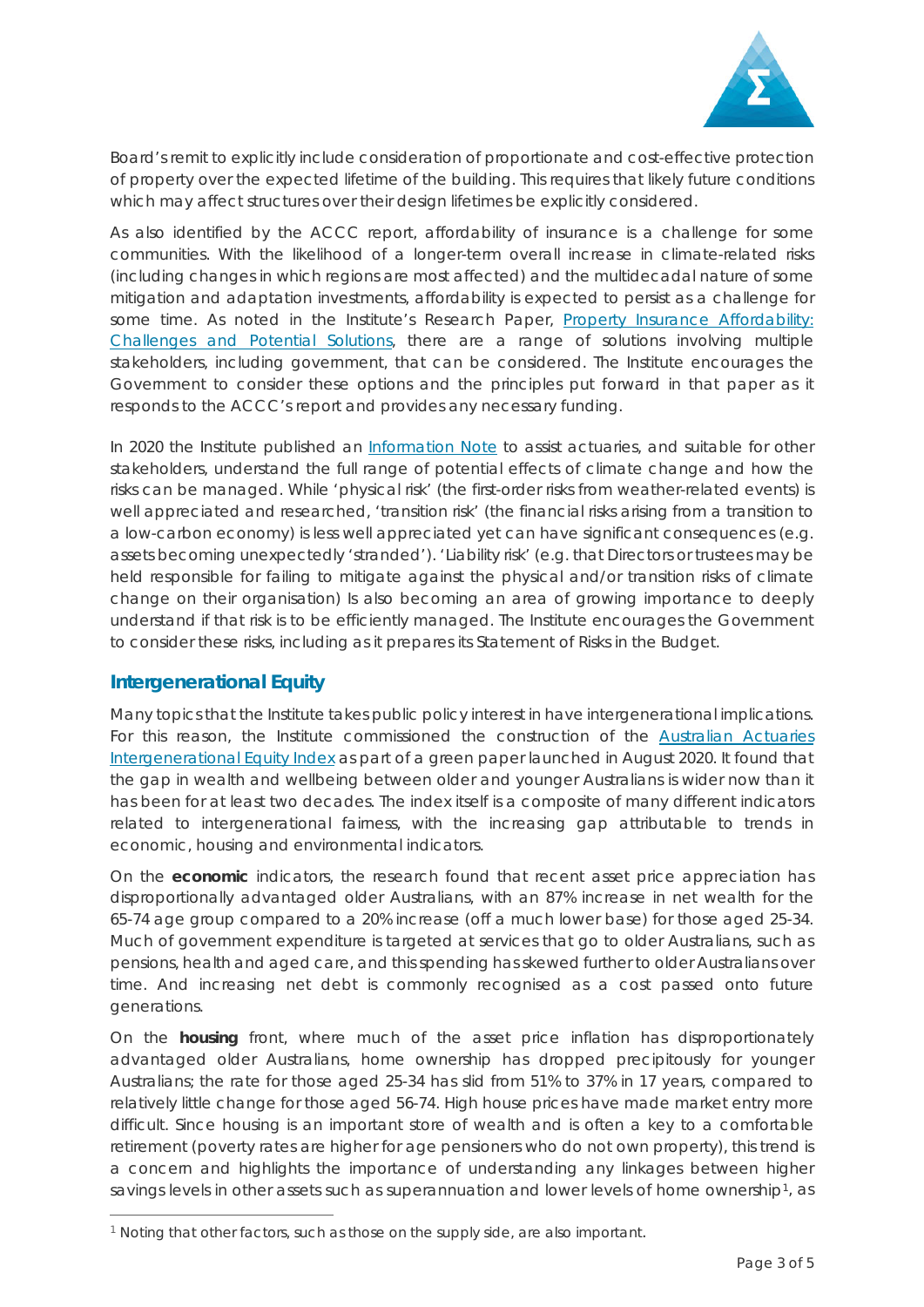Board's remit to explicitly include consideration of proportionate and cost-effective protection of property over the expected lifetime of the building. This requires that likely future conditions which may affect structures over their design lifetimes be explicitly considered.

As also identified by the ACCC report, affordability of insurance is a challenge for some communities. With the likelihood of a longer-term overall increase in climate-related risks (including changes in which regions are most affected) and the multidecadal nature of some mitigation and adaptation investments, affordability is expected to persist as a challenge for some time. As noted in the Institute's Research Paper, [Property Insurance Affordability: Challenges and Potential Solutions], there are a range of solutions involving multiple stakeholders, including government, that can be considered. The Institute encourages the Government to consider these options and the principles put forward in that paper as it responds to the ACCC's report and provides any necessary funding.

In 2020 the Institute published an [Information Note] to assist actuaries, and suitable for other stakeholders, understand the full range of potential effects of climate change and how the risks can be managed. While 'physical risk' (the first-order risks from weather-related events) is well appreciated and researched, 'transition risk' (the financial risks arising from a transition to a low-carbon economy) is less well appreciated yet can have significant consequences (e.g. assets becoming unexpectedly 'stranded'). 'Liability risk' (e.g. that Directors or trustees may be held responsible for failing to mitigate against the physical and/or transition risks of climate change on their organisation) Is also becoming an area of growing importance to deeply understand if that risk is to be efficiently managed. The Institute encourages the Government to consider these risks, including as it prepares its Statement of Risks in the Budget.

## Intergenerational Equity

Many topics that the Institute takes public policy interest in have intergenerational implications. For this reason, the Institute commissioned the construction of the [Australian Actuaries Intergenerational Equity Index] as part of a green paper launched in August 2020. It found that the gap in wealth and wellbeing between older and younger Australians is wider now than it has been for at least two decades. The index itself is a composite of many different indicators related to intergenerational fairness, with the increasing gap attributable to trends in economic, housing and environmental indicators.

On the **economic** indicators, the research found that recent asset price appreciation has disproportionally advantaged older Australians, with an 87% increase in net wealth for the 65-74 age group compared to a 20% increase (off a much lower base) for those aged 25-34. Much of government expenditure is targeted at services that go to older Australians, such as pensions, health and aged care, and this spending has skewed further to older Australians over time. And increasing net debt is commonly recognised as a cost passed onto future generations.

On the **housing** front, where much of the asset price inflation has disproportionately advantaged older Australians, home ownership has dropped precipitously for younger Australians; the rate for those aged 25-34 has slid from 51% to 37% in 17 years, compared to relatively little change for those aged 56-74. High house prices have made market entry more difficult. Since housing is an important store of wealth and is often a key to a comfortable retirement (poverty rates are higher for age pensioners who do not own property), this trend is a concern and highlights the importance of understanding any linkages between higher savings levels in other assets such as superannuation and lower levels of home ownership[1], as

[1] Noting that other factors, such as those on the supply side, are also important.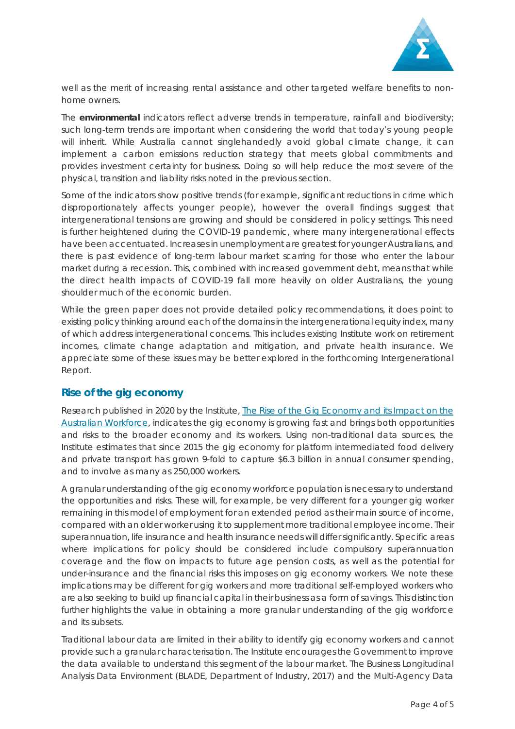well as the merit of increasing rental assistance and other targeted welfare benefits to non-home owners.

The **environmental** indicators reflect adverse trends in temperature, rainfall and biodiversity; such long-term trends are important when considering the world that today's young people will inherit. While Australia cannot singlehandedly avoid global climate change, it can implement a carbon emissions reduction strategy that meets global commitments and provides investment certainty for business. Doing so will help reduce the most severe of the physical, transition and liability risks noted in the previous section.

Some of the indicators show positive trends (for example, significant reductions in crime which disproportionately affects younger people), however the overall findings suggest that intergenerational tensions are growing and should be considered in policy settings. This need is further heightened during the COVID-19 pandemic, where many intergenerational effects have been accentuated. Increases in unemployment are greatest for younger Australians, and there is past evidence of long-term labour market scarring for those who enter the labour market during a recession. This, combined with increased government debt, means that while the direct health impacts of COVID-19 fall more heavily on older Australians, the young shoulder much of the economic burden.

While the green paper does not provide detailed policy recommendations, it does point to existing policy thinking around each of the domains in the intergenerational equity index, many of which address intergenerational concerns. This includes existing Institute work on retirement incomes, climate change adaptation and mitigation, and private health insurance. We appreciate some of these issues may be better explored in the forthcoming Intergenerational Report.

## Rise of the gig economy

Research published in 2020 by the Institute, The Rise of the Gig Economy and its Impact on the Australian Workforce, indicates the gig economy is growing fast and brings both opportunities and risks to the broader economy and its workers. Using non-traditional data sources, the Institute estimates that since 2015 the gig economy for platform intermediated food delivery and private transport has grown 9-fold to capture $6.3 billion in annual consumer spending, and to involve as many as 250,000 workers.

A granular understanding of the gig economy workforce population is necessary to understand the opportunities and risks. These will, for example, be very different for a younger gig worker remaining in this model of employment for an extended period as their main source of income, compared with an older worker using it to supplement more traditional employee income. Their superannuation, life insurance and health insurance needs will differ significantly. Specific areas where implications for policy should be considered include compulsory superannuation coverage and the flow on impacts to future age pension costs, as well as the potential for under-insurance and the financial risks this imposes on gig economy workers. We note these implications may be different for gig workers and more traditional self-employed workers who are also seeking to build up financial capital in their business as a form of savings. This distinction further highlights the value in obtaining a more granular understanding of the gig workforce and its subsets.

Traditional labour data are limited in their ability to identify gig economy workers and cannot provide such a granular characterisation. The Institute encourages the Government to improve the data available to understand this segment of the labour market. The Business Longitudinal Analysis Data Environment (BLADE, Department of Industry, 2017) and the Multi-Agency Data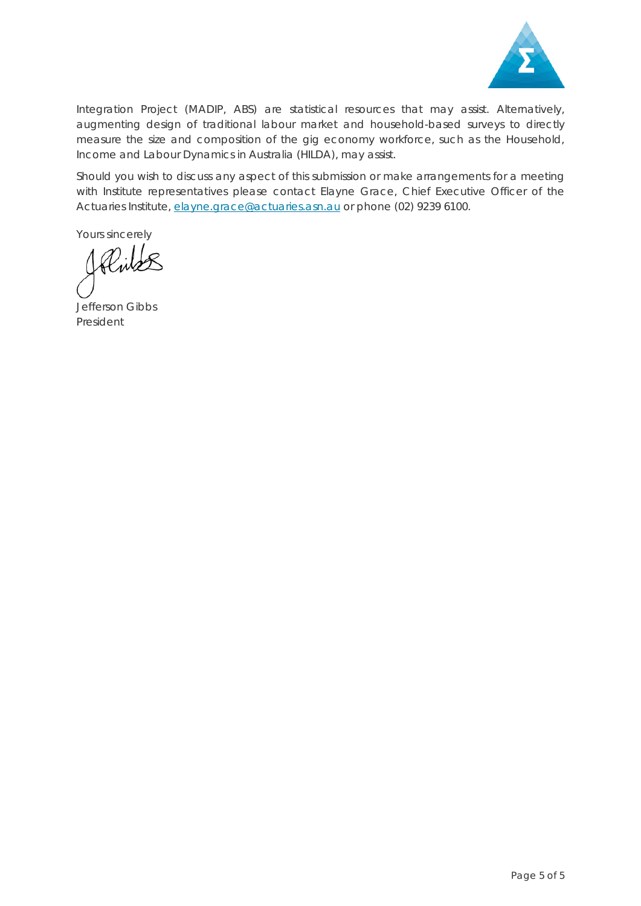Integration Project (MADIP, ABS) are statistical resources that may assist. Alternatively, augmenting design of traditional labour market and household-based surveys to directly measure the size and composition of the gig economy workforce, such as the Household, Income and Labour Dynamics in Australia (HILDA), may assist.

Should you wish to discuss any aspect of this submission or make arrangements for a meeting with Institute representatives please contact Elayne Grace, Chief Executive Officer of the Actuaries Institute, [elayne.grace@actuaries.asn.au](mailto:elayne.grace@actuaries.asn.au) or phone (02) 9239 6100.

Yours sincerely

Jefferson Gibbs  
President